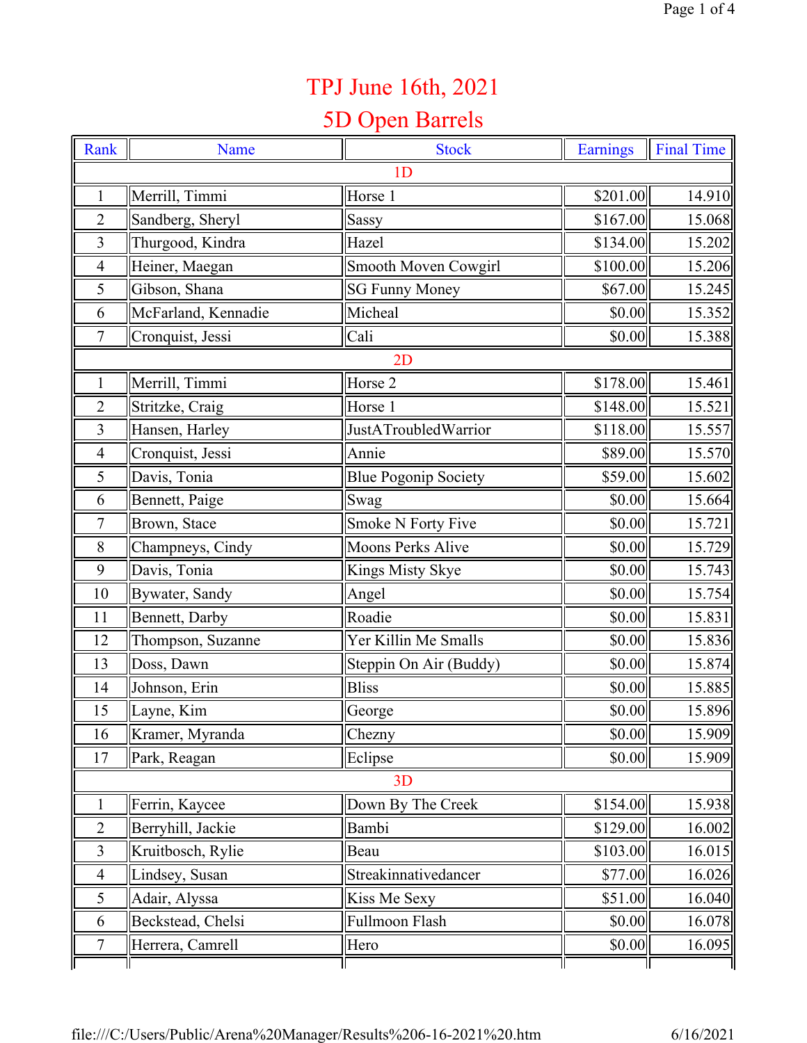# TPJ June 16th, 2021

## 5D Open Barrels

| Rank | Name | Stock | Earnings | Final Time |
|---|---|---|---|---|
| 1D | | | | |
| 1 | Merrill, Timmi | Horse 1 | $201.00 | 14.910 |
| 2 | Sandberg, Sheryl | Sassy | $167.00 | 15.068 |
| 3 | Thurgood, Kindra | Hazel | $134.00 | 15.202 |
| 4 | Heiner, Maegan | Smooth Moven Cowgirl | $100.00 | 15.206 |
| 5 | Gibson, Shana | SG Funny Money | $67.00 | 15.245 |
| 6 | McFarland, Kennadie | Micheal | $0.00 | 15.352 |
| 7 | Cronquist, Jessi | Cali | $0.00 | 15.388 |
| 2D | | | | |
| 1 | Merrill, Timmi | Horse 2 | $178.00 | 15.461 |
| 2 | Stritzke, Craig | Horse 1 | $148.00 | 15.521 |
| 3 | Hansen, Harley | JustATroubledWarrior | $118.00 | 15.557 |
| 4 | Cronquist, Jessi | Annie | $89.00 | 15.570 |
| 5 | Davis, Tonia | Blue Pogonip Society | $59.00 | 15.602 |
| 6 | Bennett, Paige | Swag | $0.00 | 15.664 |
| 7 | Brown, Stace | Smoke N Forty Five | $0.00 | 15.721 |
| 8 | Champneys, Cindy | Moons Perks Alive | $0.00 | 15.729 |
| 9 | Davis, Tonia | Kings Misty Skye | $0.00 | 15.743 |
| 10 | Bywater, Sandy | Angel | $0.00 | 15.754 |
| 11 | Bennett, Darby | Roadie | $0.00 | 15.831 |
| 12 | Thompson, Suzanne | Yer Killin Me Smalls | $0.00 | 15.836 |
| 13 | Doss, Dawn | Steppin On Air (Buddy) | $0.00 | 15.874 |
| 14 | Johnson, Erin | Bliss | $0.00 | 15.885 |
| 15 | Layne, Kim | George | $0.00 | 15.896 |
| 16 | Kramer, Myranda | Chezny | $0.00 | 15.909 |
| 17 | Park, Reagan | Eclipse | $0.00 | 15.909 |
| 3D | | | | |
| 1 | Ferrin, Kaycee | Down By The Creek | $154.00 | 15.938 |
| 2 | Berryhill, Jackie | Bambi | $129.00 | 16.002 |
| 3 | Kruitbosch, Rylie | Beau | $103.00 | 16.015 |
| 4 | Lindsey, Susan | Streakinnativedancer | $77.00 | 16.026 |
| 5 | Adair, Alyssa | Kiss Me Sexy | $51.00 | 16.040 |
| 6 | Beckstead, Chelsi | Fullmoon Flash | $0.00 | 16.078 |
| 7 | Herrera, Camrell | Hero | $0.00 | 16.095 |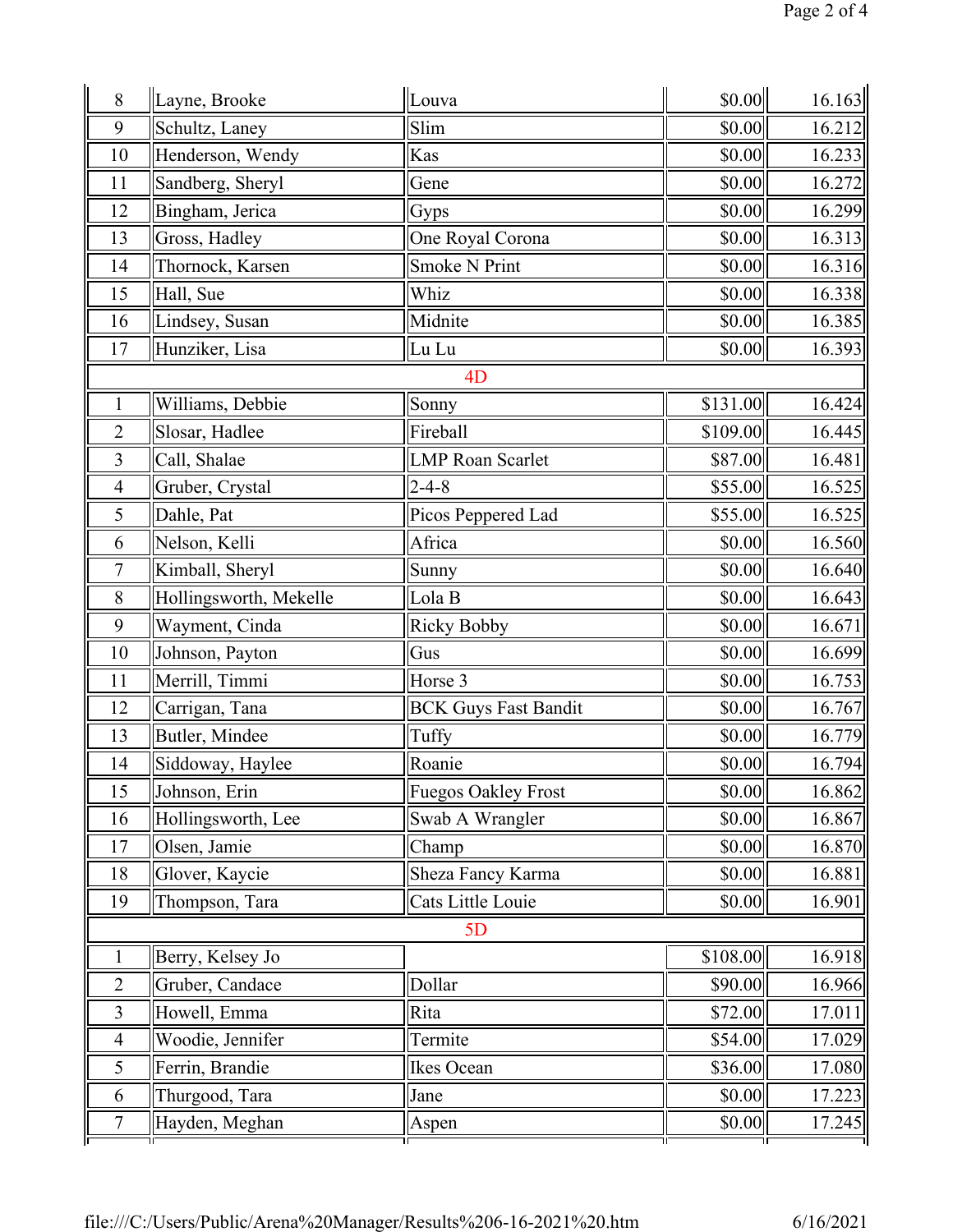| | | | | |
|---|---|---|---|---|
| 8 | Layne, Brooke | Louva | $0.00 | 16.163 |
| 9 | Schultz, Laney | Slim | $0.00 | 16.212 |
| 10 | Henderson, Wendy | Kas | $0.00 | 16.233 |
| 11 | Sandberg, Sheryl | Gene | $0.00 | 16.272 |
| 12 | Bingham, Jerica | Gyps | $0.00 | 16.299 |
| 13 | Gross, Hadley | One Royal Corona | $0.00 | 16.313 |
| 14 | Thornock, Karsen | Smoke N Print | $0.00 | 16.316 |
| 15 | Hall, Sue | Whiz | $0.00 | 16.338 |
| 16 | Lindsey, Susan | Midnite | $0.00 | 16.385 |
| 17 | Hunziker, Lisa | Lu Lu | $0.00 | 16.393 |
| | | 4D | | |
| 1 | Williams, Debbie | Sonny | $131.00 | 16.424 |
| 2 | Slosar, Hadlee | Fireball | $109.00 | 16.445 |
| 3 | Call, Shalae | LMP Roan Scarlet | $87.00 | 16.481 |
| 4 | Gruber, Crystal | 2-4-8 | $55.00 | 16.525 |
| 5 | Dahle, Pat | Picos Peppered Lad | $55.00 | 16.525 |
| 6 | Nelson, Kelli | Africa | $0.00 | 16.560 |
| 7 | Kimball, Sheryl | Sunny | $0.00 | 16.640 |
| 8 | Hollingsworth, Mekelle | Lola B | $0.00 | 16.643 |
| 9 | Wayment, Cinda | Ricky Bobby | $0.00 | 16.671 |
| 10 | Johnson, Payton | Gus | $0.00 | 16.699 |
| 11 | Merrill, Timmi | Horse 3 | $0.00 | 16.753 |
| 12 | Carrigan, Tana | BCK Guys Fast Bandit | $0.00 | 16.767 |
| 13 | Butler, Mindee | Tuffy | $0.00 | 16.779 |
| 14 | Siddoway, Haylee | Roanie | $0.00 | 16.794 |
| 15 | Johnson, Erin | Fuegos Oakley Frost | $0.00 | 16.862 |
| 16 | Hollingsworth, Lee | Swab A Wrangler | $0.00 | 16.867 |
| 17 | Olsen, Jamie | Champ | $0.00 | 16.870 |
| 18 | Glover, Kaycie | Sheza Fancy Karma | $0.00 | 16.881 |
| 19 | Thompson, Tara | Cats Little Louie | $0.00 | 16.901 |
| | | 5D | | |
| 1 | Berry, Kelsey Jo | | $108.00 | 16.918 |
| 2 | Gruber, Candace | Dollar | $90.00 | 16.966 |
| 3 | Howell, Emma | Rita | $72.00 | 17.011 |
| 4 | Woodie, Jennifer | Termite | $54.00 | 17.029 |
| 5 | Ferrin, Brandie | Ikes Ocean | $36.00 | 17.080 |
| 6 | Thurgood, Tara | Jane | $0.00 | 17.223 |
| 7 | Hayden, Meghan | Aspen | $0.00 | 17.245 |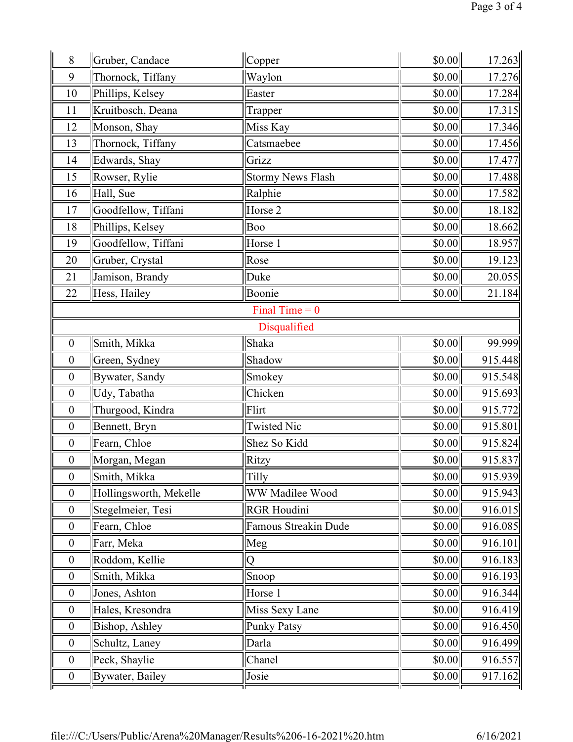| | | | | |
|---|---|---|---|---|
| 8 | Gruber, Candace | Copper | $0.00 | 17.263 |
| 9 | Thornock, Tiffany | Waylon | $0.00 | 17.276 |
| 10 | Phillips, Kelsey | Easter | $0.00 | 17.284 |
| 11 | Kruitbosch, Deana | Trapper | $0.00 | 17.315 |
| 12 | Monson, Shay | Miss Kay | $0.00 | 17.346 |
| 13 | Thornock, Tiffany | Catsmaebee | $0.00 | 17.456 |
| 14 | Edwards, Shay | Grizz | $0.00 | 17.477 |
| 15 | Rowser, Rylie | Stormy News Flash | $0.00 | 17.488 |
| 16 | Hall, Sue | Ralphie | $0.00 | 17.582 |
| 17 | Goodfellow, Tiffani | Horse 2 | $0.00 | 18.182 |
| 18 | Phillips, Kelsey | Boo | $0.00 | 18.662 |
| 19 | Goodfellow, Tiffani | Horse 1 | $0.00 | 18.957 |
| 20 | Gruber, Crystal | Rose | $0.00 | 19.123 |
| 21 | Jamison, Brandy | Duke | $0.00 | 20.055 |
| 22 | Hess, Hailey | Boonie | $0.00 | 21.184 |
| | | Final Time = 0 | | |
| | | Disqualified | | |
| 0 | Smith, Mikka | Shaka | $0.00 | 99.999 |
| 0 | Green, Sydney | Shadow | $0.00 | 915.448 |
| 0 | Bywater, Sandy | Smokey | $0.00 | 915.548 |
| 0 | Udy, Tabatha | Chicken | $0.00 | 915.693 |
| 0 | Thurgood, Kindra | Flirt | $0.00 | 915.772 |
| 0 | Bennett, Bryn | Twisted Nic | $0.00 | 915.801 |
| 0 | Fearn, Chloe | Shez So Kidd | $0.00 | 915.824 |
| 0 | Morgan, Megan | Ritzy | $0.00 | 915.837 |
| 0 | Smith, Mikka | Tilly | $0.00 | 915.939 |
| 0 | Hollingsworth, Mekelle | WW Madilee Wood | $0.00 | 915.943 |
| 0 | Stegelmeier, Tesi | RGR Houdini | $0.00 | 916.015 |
| 0 | Fearn, Chloe | Famous Streakin Dude | $0.00 | 916.085 |
| 0 | Farr, Meka | Meg | $0.00 | 916.101 |
| 0 | Roddom, Kellie | Q | $0.00 | 916.183 |
| 0 | Smith, Mikka | Snoop | $0.00 | 916.193 |
| 0 | Jones, Ashton | Horse 1 | $0.00 | 916.344 |
| 0 | Hales, Kresondra | Miss Sexy Lane | $0.00 | 916.419 |
| 0 | Bishop, Ashley | Punky Patsy | $0.00 | 916.450 |
| 0 | Schultz, Laney | Darla | $0.00 | 916.499 |
| 0 | Peck, Shaylie | Chanel | $0.00 | 916.557 |
| 0 | Bywater, Bailey | Josie | $0.00 | 917.162 |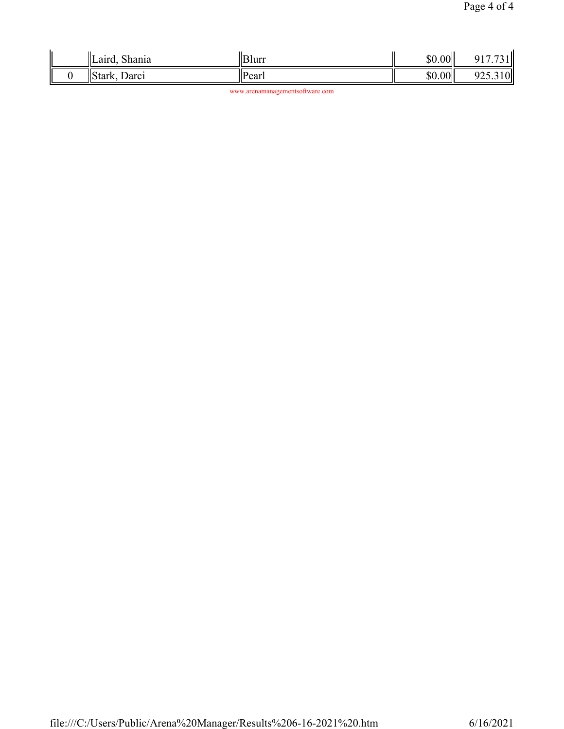| | | | | |
|---|---|---|---|---|
| | Laird, Shania | Blurr | $0.00 | 917.731 |
| 0 | Stark, Darci | Pearl | $0.00 | 925.310 |

www.arenamanagementsoftware.com